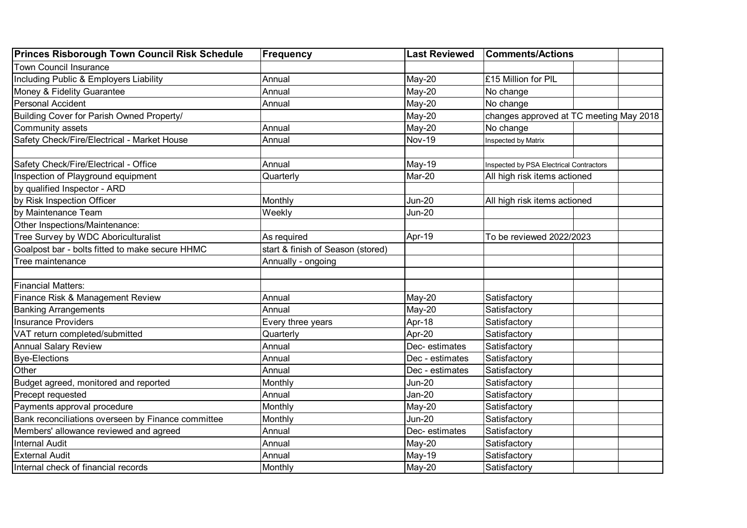| Princes Risborough Town Council Risk Schedule | Frequency | Last Reviewed | Comments/Actions | | |
|---|---|---|---|---|---|
| Town Council Insurance | | | | | |
| Including Public & Employers Liability | Annual | May-20 | £15 Million for PIL | | |
| Money & Fidelity Guarantee | Annual | May-20 | No change | | |
| Personal Accident | Annual | May-20 | No change | | |
| Building Cover for Parish Owned Property/ | | May-20 | changes approved at TC meeting May 2018 | | |
| Community assets | Annual | May-20 | No change | | |
| Safety Check/Fire/Electrical - Market House | Annual | Nov-19 | Inspected by Matrix | | |
| | | | | | |
| Safety Check/Fire/Electrical - Office | Annual | May-19 | Inspected by PSA Electrical Contractors | | |
| Inspection of Playground equipment | Quarterly | Mar-20 | All high risk items actioned | | |
| by qualified Inspector - ARD | | | | | |
| by Risk Inspection Officer | Monthly | Jun-20 | All high risk items actioned | | |
| by Maintenance Team | Weekly | Jun-20 | | | |
| Other Inspections/Maintenance: | | | | | |
| Tree Survey by WDC Aboriculturalist | As required | Apr-19 | To be reviewed 2022/2023 | | |
| Goalpost bar - bolts fitted to make secure HHMC | start & finish of Season (stored) | | | | |
| Tree maintenance | Annually - ongoing | | | | |
| | | | | | |
| Financial Matters: | | | | | |
| Finance Risk & Management Review | Annual | May-20 | Satisfactory | | |
| Banking Arrangements | Annual | May-20 | Satisfactory | | |
| Insurance Providers | Every three years | Apr-18 | Satisfactory | | |
| VAT return completed/submitted | Quarterly | Apr-20 | Satisfactory | | |
| Annual Salary Review | Annual | Dec- estimates | Satisfactory | | |
| Bye-Elections | Annual | Dec - estimates | Satisfactory | | |
| Other | Annual | Dec - estimates | Satisfactory | | |
| Budget agreed, monitored and reported | Monthly | Jun-20 | Satisfactory | | |
| Precept requested | Annual | Jan-20 | Satisfactory | | |
| Payments approval procedure | Monthly | May-20 | Satisfactory | | |
| Bank reconciliations overseen by Finance committee | Monthly | Jun-20 | Satisfactory | | |
| Members' allowance reviewed and agreed | Annual | Dec- estimates | Satisfactory | | |
| Internal Audit | Annual | May-20 | Satisfactory | | |
| External Audit | Annual | May-19 | Satisfactory | | |
| Internal check of financial records | Monthly | May-20 | Satisfactory | | |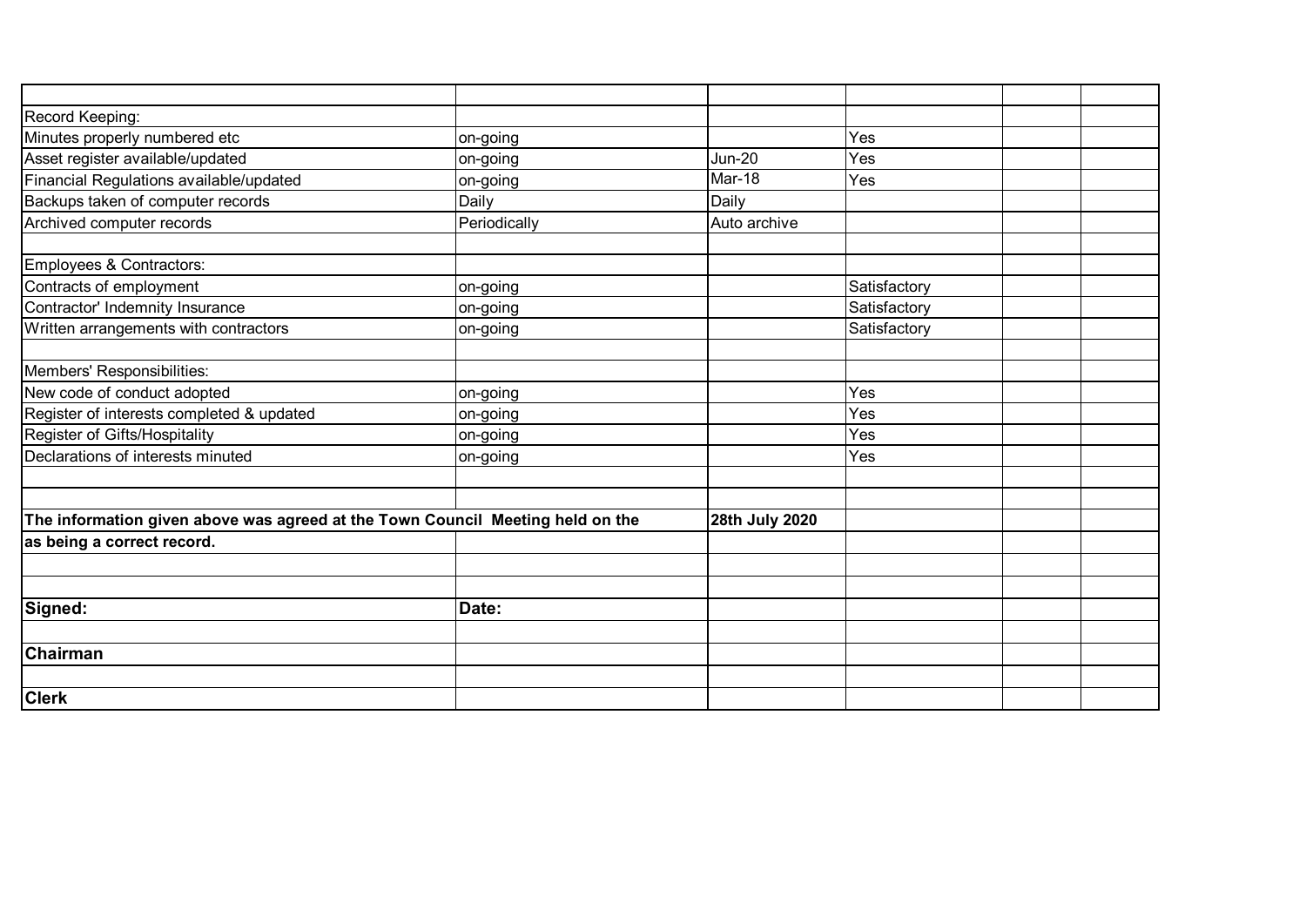| | | | | | |
|---|---|---|---|---|---|
| | | | | | |
| Record Keeping: | | | | | |
| Minutes properly numbered etc | on-going | | Yes | | |
| Asset register available/updated | on-going | Jun-20 | Yes | | |
| Financial Regulations available/updated | on-going | Mar-18 | Yes | | |
| Backups taken of computer records | Daily | Daily | | | |
| Archived computer records | Periodically | Auto archive | | | |
| | | | | | |
| Employees & Contractors: | | | | | |
| Contracts of employment | on-going | | Satisfactory | | |
| Contractor' Indemnity Insurance | on-going | | Satisfactory | | |
| Written arrangements with contractors | on-going | | Satisfactory | | |
| | | | | | |
| Members' Responsibilities: | | | | | |
| New code of conduct adopted | on-going | | Yes | | |
| Register of interests completed & updated | on-going | | Yes | | |
| Register of Gifts/Hospitality | on-going | | Yes | | |
| Declarations of interests minuted | on-going | | Yes | | |
| | | | | | |
| | | | | | |
| **The information given above was agreed at the Town Council Meeting held on the** | | **28th July 2020** | | | |
| **as being a correct record.** | | | | | |
| | | | | | |
| | | | | | |
| **Signed:** | **Date:** | | | | |
| | | | | | |
| **Chairman** | | | | | |
| | | | | | |
| **Clerk** | | | | | |